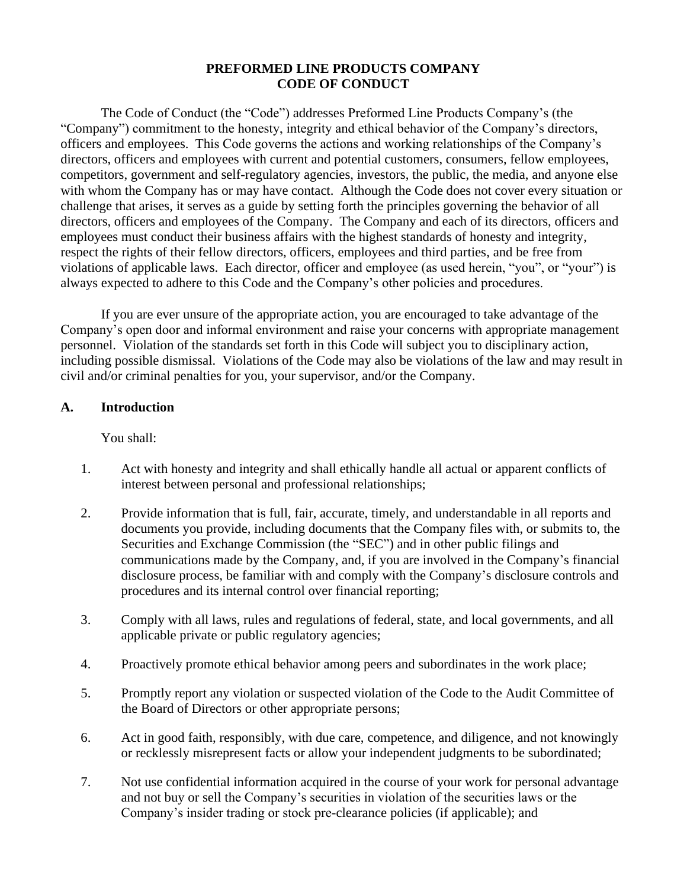# PREFORMED LINE PRODUCTS COMPANY
# CODE OF CONDUCT

The Code of Conduct (the "Code") addresses Preformed Line Products Company's (the "Company") commitment to the honesty, integrity and ethical behavior of the Company's directors, officers and employees. This Code governs the actions and working relationships of the Company's directors, officers and employees with current and potential customers, consumers, fellow employees, competitors, government and self-regulatory agencies, investors, the public, the media, and anyone else with whom the Company has or may have contact. Although the Code does not cover every situation or challenge that arises, it serves as a guide by setting forth the principles governing the behavior of all directors, officers and employees of the Company. The Company and each of its directors, officers and employees must conduct their business affairs with the highest standards of honesty and integrity, respect the rights of their fellow directors, officers, employees and third parties, and be free from violations of applicable laws. Each director, officer and employee (as used herein, "you", or "your") is always expected to adhere to this Code and the Company's other policies and procedures.

If you are ever unsure of the appropriate action, you are encouraged to take advantage of the Company's open door and informal environment and raise your concerns with appropriate management personnel. Violation of the standards set forth in this Code will subject you to disciplinary action, including possible dismissal. Violations of the Code may also be violations of the law and may result in civil and/or criminal penalties for you, your supervisor, and/or the Company.

## A. Introduction

You shall:

1. Act with honesty and integrity and shall ethically handle all actual or apparent conflicts of interest between personal and professional relationships;
2. Provide information that is full, fair, accurate, timely, and understandable in all reports and documents you provide, including documents that the Company files with, or submits to, the Securities and Exchange Commission (the "SEC") and in other public filings and communications made by the Company, and, if you are involved in the Company's financial disclosure process, be familiar with and comply with the Company's disclosure controls and procedures and its internal control over financial reporting;
3. Comply with all laws, rules and regulations of federal, state, and local governments, and all applicable private or public regulatory agencies;
4. Proactively promote ethical behavior among peers and subordinates in the work place;
5. Promptly report any violation or suspected violation of the Code to the Audit Committee of the Board of Directors or other appropriate persons;
6. Act in good faith, responsibly, with due care, competence, and diligence, and not knowingly or recklessly misrepresent facts or allow your independent judgments to be subordinated;
7. Not use confidential information acquired in the course of your work for personal advantage and not buy or sell the Company's securities in violation of the securities laws or the Company's insider trading or stock pre-clearance policies (if applicable); and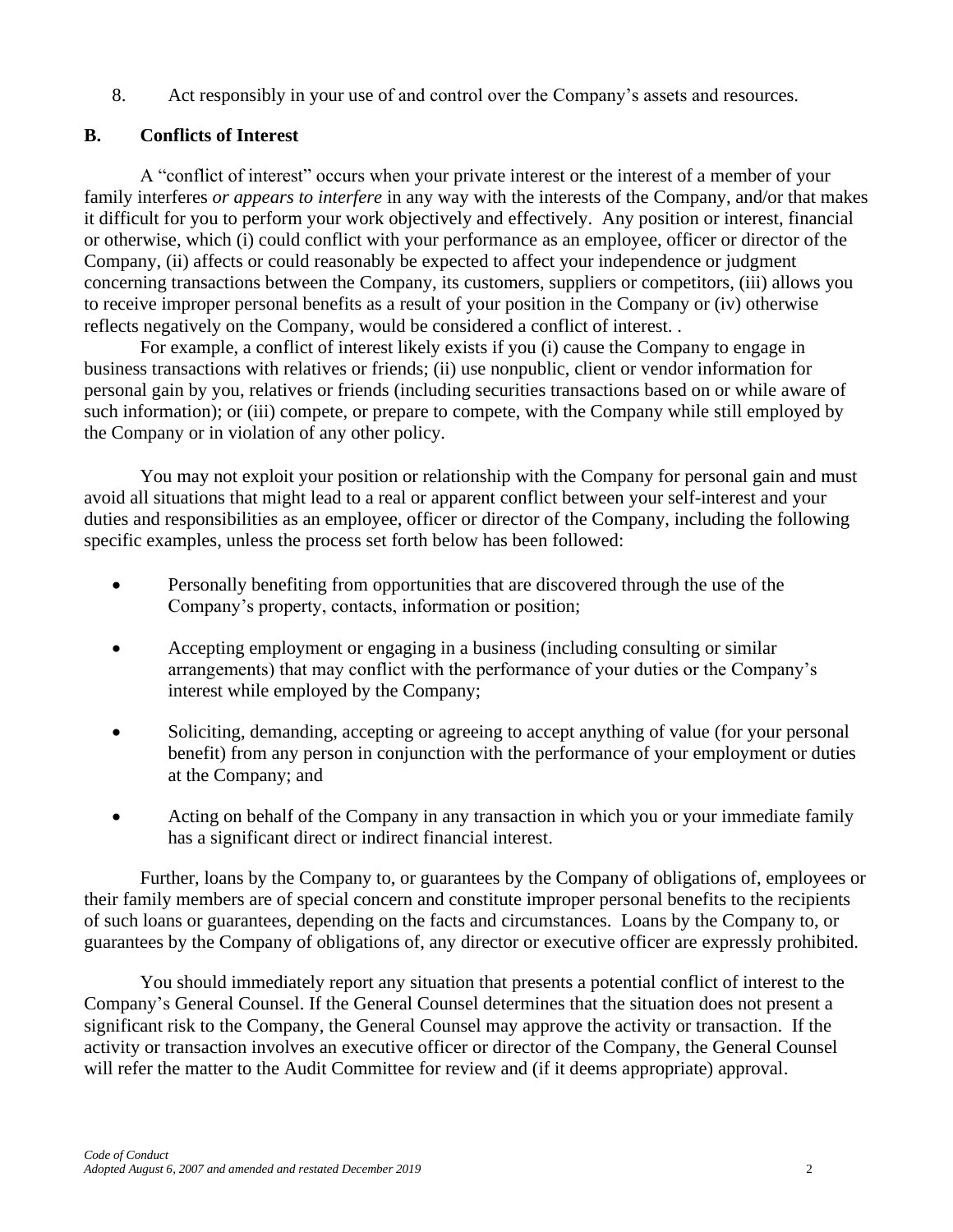8. Act responsibly in your use of and control over the Company's assets and resources.

## B. Conflicts of Interest

A "conflict of interest" occurs when your private interest or the interest of a member of your family interferes *or appears to interfere* in any way with the interests of the Company, and/or that makes it difficult for you to perform your work objectively and effectively. Any position or interest, financial or otherwise, which (i) could conflict with your performance as an employee, officer or director of the Company, (ii) affects or could reasonably be expected to affect your independence or judgment concerning transactions between the Company, its customers, suppliers or competitors, (iii) allows you to receive improper personal benefits as a result of your position in the Company or (iv) otherwise reflects negatively on the Company, would be considered a conflict of interest. .

For example, a conflict of interest likely exists if you (i) cause the Company to engage in business transactions with relatives or friends; (ii) use nonpublic, client or vendor information for personal gain by you, relatives or friends (including securities transactions based on or while aware of such information); or (iii) compete, or prepare to compete, with the Company while still employed by the Company or in violation of any other policy.

You may not exploit your position or relationship with the Company for personal gain and must avoid all situations that might lead to a real or apparent conflict between your self-interest and your duties and responsibilities as an employee, officer or director of the Company, including the following specific examples, unless the process set forth below has been followed:

- Personally benefiting from opportunities that are discovered through the use of the Company's property, contacts, information or position;
- Accepting employment or engaging in a business (including consulting or similar arrangements) that may conflict with the performance of your duties or the Company's interest while employed by the Company;
- Soliciting, demanding, accepting or agreeing to accept anything of value (for your personal benefit) from any person in conjunction with the performance of your employment or duties at the Company; and
- Acting on behalf of the Company in any transaction in which you or your immediate family has a significant direct or indirect financial interest.

Further, loans by the Company to, or guarantees by the Company of obligations of, employees or their family members are of special concern and constitute improper personal benefits to the recipients of such loans or guarantees, depending on the facts and circumstances. Loans by the Company to, or guarantees by the Company of obligations of, any director or executive officer are expressly prohibited.

You should immediately report any situation that presents a potential conflict of interest to the Company's General Counsel. If the General Counsel determines that the situation does not present a significant risk to the Company, the General Counsel may approve the activity or transaction. If the activity or transaction involves an executive officer or director of the Company, the General Counsel will refer the matter to the Audit Committee for review and (if it deems appropriate) approval.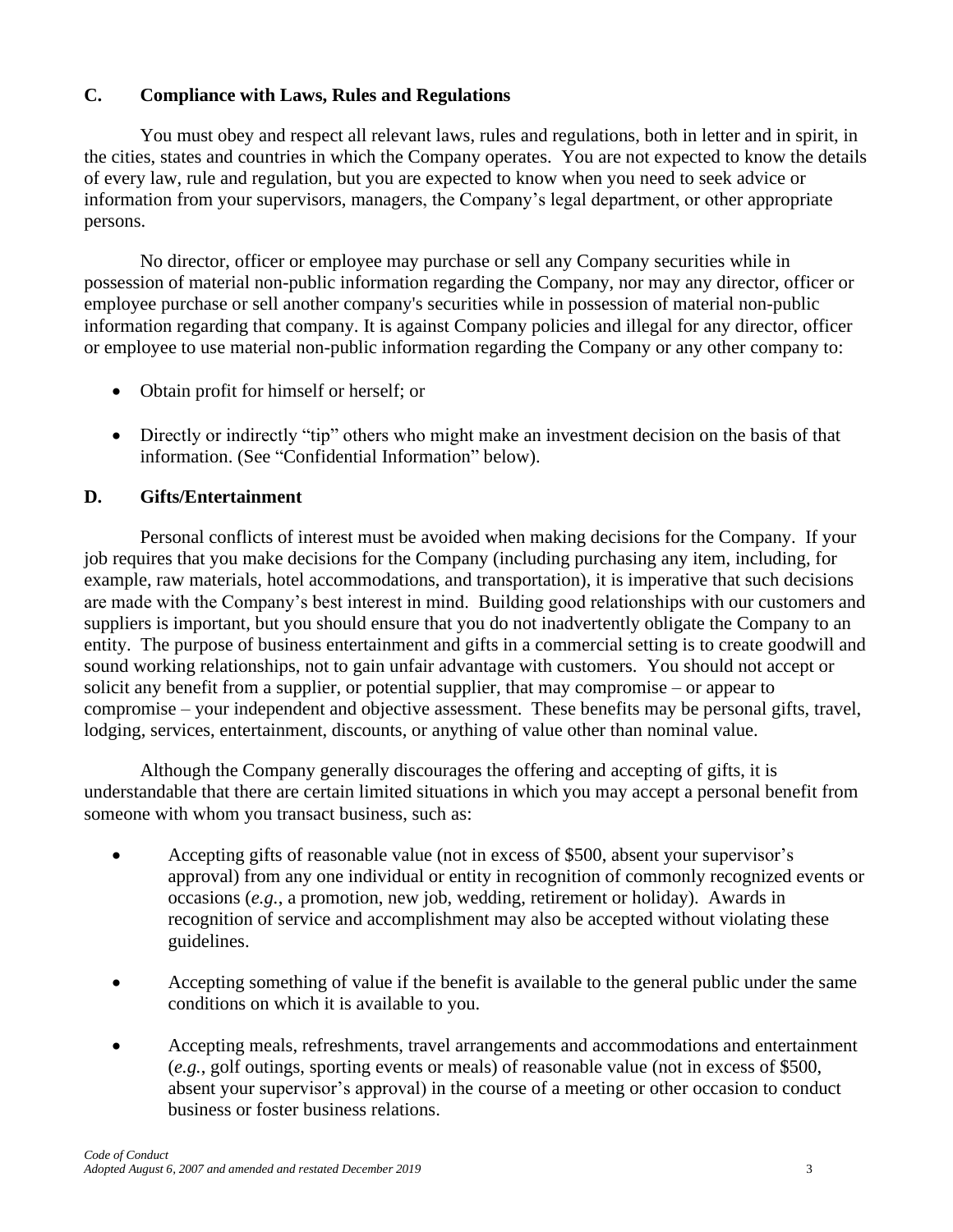## C. Compliance with Laws, Rules and Regulations

You must obey and respect all relevant laws, rules and regulations, both in letter and in spirit, in the cities, states and countries in which the Company operates. You are not expected to know the details of every law, rule and regulation, but you are expected to know when you need to seek advice or information from your supervisors, managers, the Company's legal department, or other appropriate persons.

No director, officer or employee may purchase or sell any Company securities while in possession of material non-public information regarding the Company, nor may any director, officer or employee purchase or sell another company's securities while in possession of material non-public information regarding that company. It is against Company policies and illegal for any director, officer or employee to use material non-public information regarding the Company or any other company to:

- Obtain profit for himself or herself; or
- Directly or indirectly "tip" others who might make an investment decision on the basis of that information. (See "Confidential Information" below).

## D. Gifts/Entertainment

Personal conflicts of interest must be avoided when making decisions for the Company. If your job requires that you make decisions for the Company (including purchasing any item, including, for example, raw materials, hotel accommodations, and transportation), it is imperative that such decisions are made with the Company's best interest in mind. Building good relationships with our customers and suppliers is important, but you should ensure that you do not inadvertently obligate the Company to an entity. The purpose of business entertainment and gifts in a commercial setting is to create goodwill and sound working relationships, not to gain unfair advantage with customers. You should not accept or solicit any benefit from a supplier, or potential supplier, that may compromise – or appear to compromise – your independent and objective assessment. These benefits may be personal gifts, travel, lodging, services, entertainment, discounts, or anything of value other than nominal value.

Although the Company generally discourages the offering and accepting of gifts, it is understandable that there are certain limited situations in which you may accept a personal benefit from someone with whom you transact business, such as:

- Accepting gifts of reasonable value (not in excess of $500, absent your supervisor's approval) from any one individual or entity in recognition of commonly recognized events or occasions (*e.g.*, a promotion, new job, wedding, retirement or holiday). Awards in recognition of service and accomplishment may also be accepted without violating these guidelines.
- Accepting something of value if the benefit is available to the general public under the same conditions on which it is available to you.
- Accepting meals, refreshments, travel arrangements and accommodations and entertainment (*e.g.*, golf outings, sporting events or meals) of reasonable value (not in excess of $500, absent your supervisor's approval) in the course of a meeting or other occasion to conduct business or foster business relations.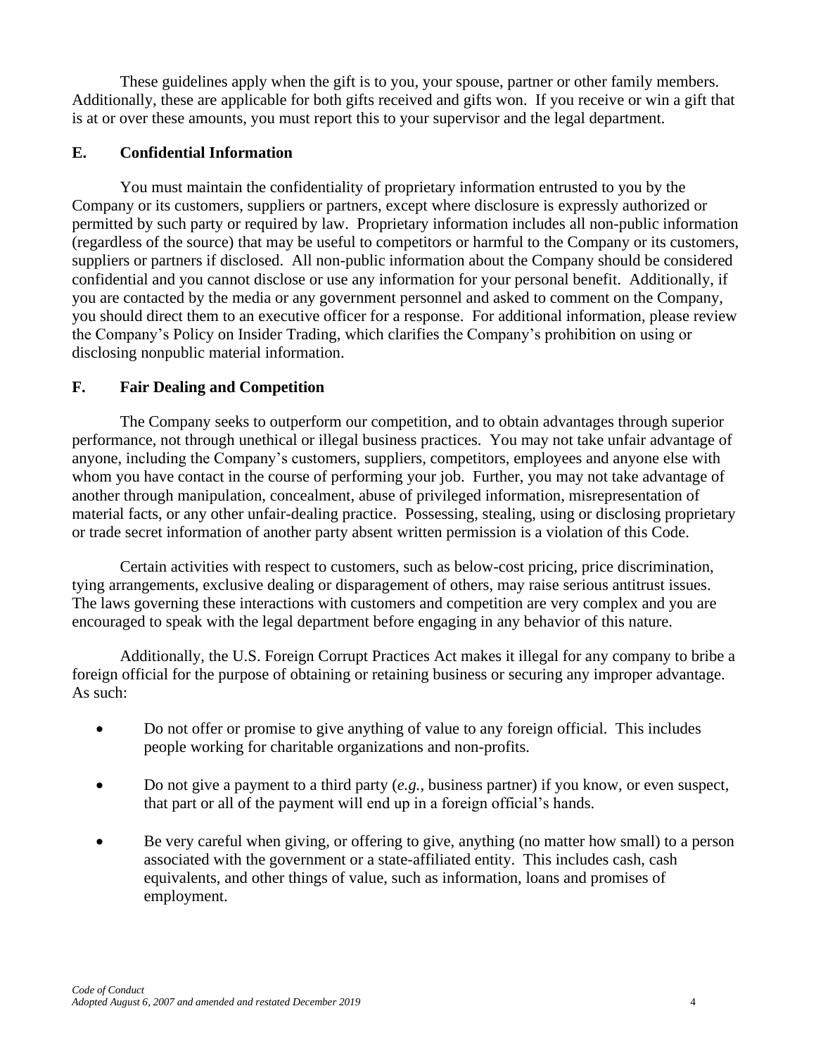These guidelines apply when the gift is to you, your spouse, partner or other family members. Additionally, these are applicable for both gifts received and gifts won. If you receive or win a gift that is at or over these amounts, you must report this to your supervisor and the legal department.

## E. Confidential Information

You must maintain the confidentiality of proprietary information entrusted to you by the Company or its customers, suppliers or partners, except where disclosure is expressly authorized or permitted by such party or required by law. Proprietary information includes all non-public information (regardless of the source) that may be useful to competitors or harmful to the Company or its customers, suppliers or partners if disclosed. All non-public information about the Company should be considered confidential and you cannot disclose or use any information for your personal benefit. Additionally, if you are contacted by the media or any government personnel and asked to comment on the Company, you should direct them to an executive officer for a response. For additional information, please review the Company's Policy on Insider Trading, which clarifies the Company's prohibition on using or disclosing nonpublic material information.

## F. Fair Dealing and Competition

The Company seeks to outperform our competition, and to obtain advantages through superior performance, not through unethical or illegal business practices. You may not take unfair advantage of anyone, including the Company's customers, suppliers, competitors, employees and anyone else with whom you have contact in the course of performing your job. Further, you may not take advantage of another through manipulation, concealment, abuse of privileged information, misrepresentation of material facts, or any other unfair-dealing practice. Possessing, stealing, using or disclosing proprietary or trade secret information of another party absent written permission is a violation of this Code.

Certain activities with respect to customers, such as below-cost pricing, price discrimination, tying arrangements, exclusive dealing or disparagement of others, may raise serious antitrust issues. The laws governing these interactions with customers and competition are very complex and you are encouraged to speak with the legal department before engaging in any behavior of this nature.

Additionally, the U.S. Foreign Corrupt Practices Act makes it illegal for any company to bribe a foreign official for the purpose of obtaining or retaining business or securing any improper advantage. As such:

- Do not offer or promise to give anything of value to any foreign official. This includes people working for charitable organizations and non-profits.
- Do not give a payment to a third party (*e.g.*, business partner) if you know, or even suspect, that part or all of the payment will end up in a foreign official's hands.
- Be very careful when giving, or offering to give, anything (no matter how small) to a person associated with the government or a state-affiliated entity. This includes cash, cash equivalents, and other things of value, such as information, loans and promises of employment.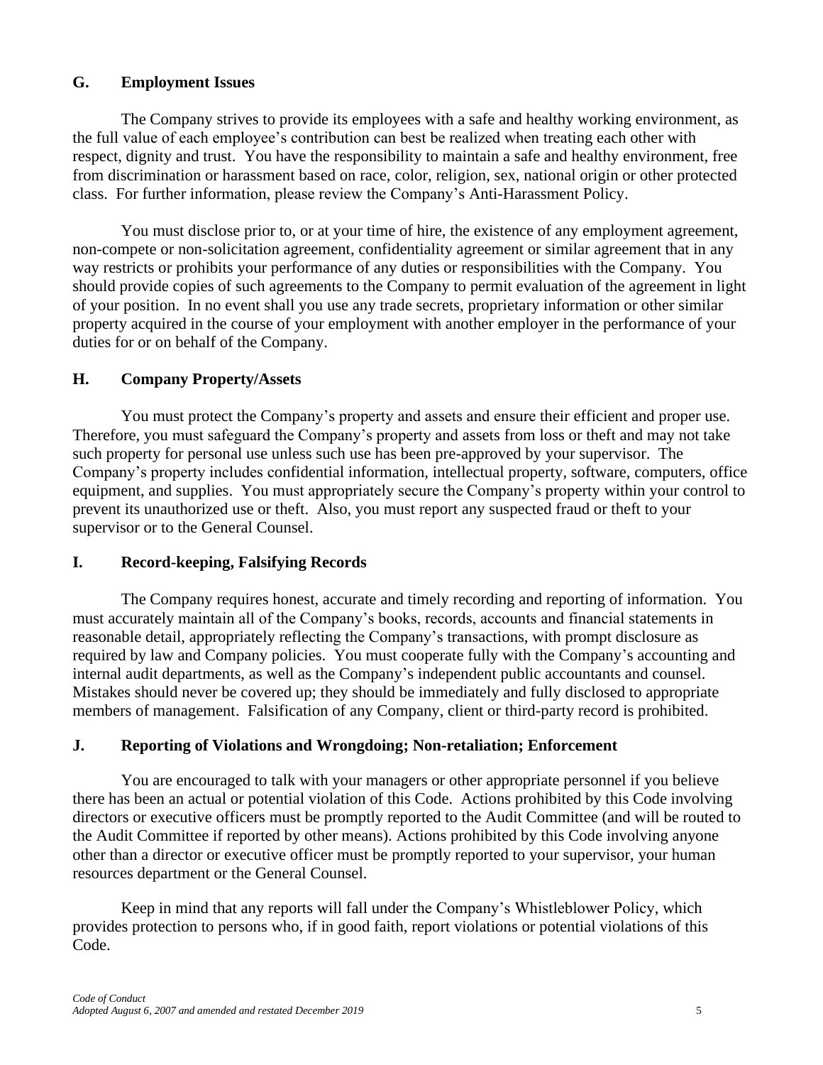## G. Employment Issues

The Company strives to provide its employees with a safe and healthy working environment, as the full value of each employee's contribution can best be realized when treating each other with respect, dignity and trust. You have the responsibility to maintain a safe and healthy environment, free from discrimination or harassment based on race, color, religion, sex, national origin or other protected class. For further information, please review the Company's Anti-Harassment Policy.

You must disclose prior to, or at your time of hire, the existence of any employment agreement, non-compete or non-solicitation agreement, confidentiality agreement or similar agreement that in any way restricts or prohibits your performance of any duties or responsibilities with the Company. You should provide copies of such agreements to the Company to permit evaluation of the agreement in light of your position. In no event shall you use any trade secrets, proprietary information or other similar property acquired in the course of your employment with another employer in the performance of your duties for or on behalf of the Company.

## H. Company Property/Assets

You must protect the Company's property and assets and ensure their efficient and proper use. Therefore, you must safeguard the Company's property and assets from loss or theft and may not take such property for personal use unless such use has been pre-approved by your supervisor. The Company's property includes confidential information, intellectual property, software, computers, office equipment, and supplies. You must appropriately secure the Company's property within your control to prevent its unauthorized use or theft. Also, you must report any suspected fraud or theft to your supervisor or to the General Counsel.

## I. Record-keeping, Falsifying Records

The Company requires honest, accurate and timely recording and reporting of information. You must accurately maintain all of the Company's books, records, accounts and financial statements in reasonable detail, appropriately reflecting the Company's transactions, with prompt disclosure as required by law and Company policies. You must cooperate fully with the Company's accounting and internal audit departments, as well as the Company's independent public accountants and counsel. Mistakes should never be covered up; they should be immediately and fully disclosed to appropriate members of management. Falsification of any Company, client or third-party record is prohibited.

## J. Reporting of Violations and Wrongdoing; Non-retaliation; Enforcement

You are encouraged to talk with your managers or other appropriate personnel if you believe there has been an actual or potential violation of this Code. Actions prohibited by this Code involving directors or executive officers must be promptly reported to the Audit Committee (and will be routed to the Audit Committee if reported by other means). Actions prohibited by this Code involving anyone other than a director or executive officer must be promptly reported to your supervisor, your human resources department or the General Counsel.

Keep in mind that any reports will fall under the Company's Whistleblower Policy, which provides protection to persons who, if in good faith, report violations or potential violations of this Code.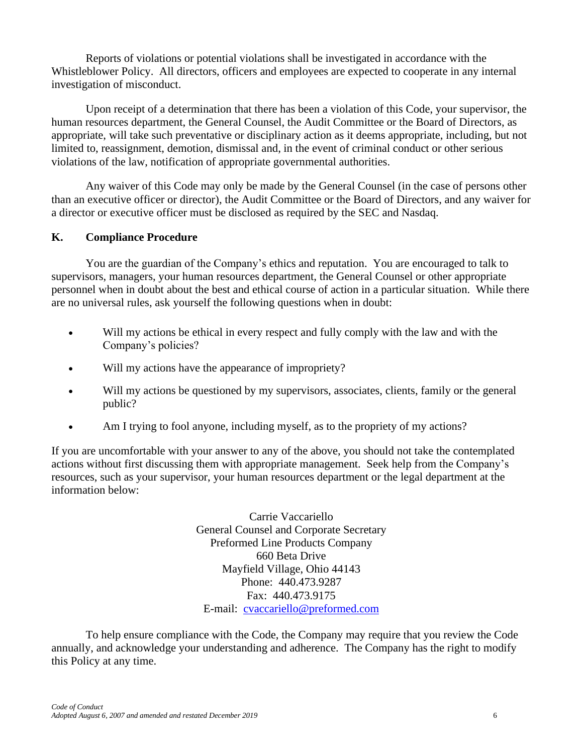Reports of violations or potential violations shall be investigated in accordance with the Whistleblower Policy. All directors, officers and employees are expected to cooperate in any internal investigation of misconduct.

Upon receipt of a determination that there has been a violation of this Code, your supervisor, the human resources department, the General Counsel, the Audit Committee or the Board of Directors, as appropriate, will take such preventative or disciplinary action as it deems appropriate, including, but not limited to, reassignment, demotion, dismissal and, in the event of criminal conduct or other serious violations of the law, notification of appropriate governmental authorities.

Any waiver of this Code may only be made by the General Counsel (in the case of persons other than an executive officer or director), the Audit Committee or the Board of Directors, and any waiver for a director or executive officer must be disclosed as required by the SEC and Nasdaq.

## K. Compliance Procedure

You are the guardian of the Company's ethics and reputation. You are encouraged to talk to supervisors, managers, your human resources department, the General Counsel or other appropriate personnel when in doubt about the best and ethical course of action in a particular situation. While there are no universal rules, ask yourself the following questions when in doubt:

- Will my actions be ethical in every respect and fully comply with the law and with the Company's policies?
- Will my actions have the appearance of impropriety?
- Will my actions be questioned by my supervisors, associates, clients, family or the general public?
- Am I trying to fool anyone, including myself, as to the propriety of my actions?

If you are uncomfortable with your answer to any of the above, you should not take the contemplated actions without first discussing them with appropriate management. Seek help from the Company's resources, such as your supervisor, your human resources department or the legal department at the information below:

Carrie Vaccariello
General Counsel and Corporate Secretary
Preformed Line Products Company
660 Beta Drive
Mayfield Village, Ohio 44143
Phone: 440.473.9287
Fax: 440.473.9175
E-mail: cvaccariello@preformed.com

To help ensure compliance with the Code, the Company may require that you review the Code annually, and acknowledge your understanding and adherence. The Company has the right to modify this Policy at any time.